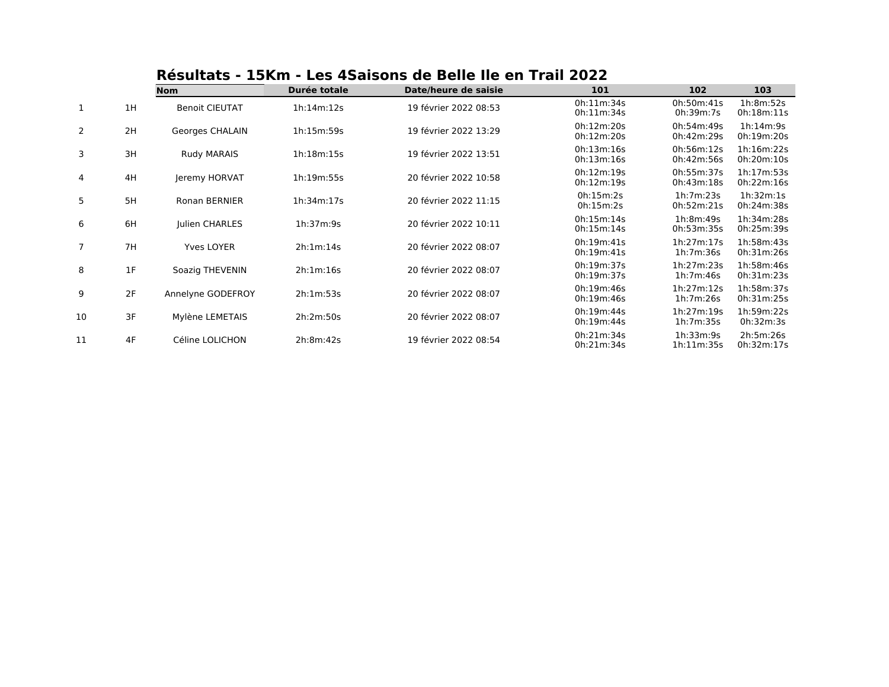## Résultats - 15Km - Les 4Saisons de Belle Ile en Trail 2022

| | | Nom | Durée totale | Date/heure de saisie | 101 | 102 | 103 |
|---|---|---|---|---|---|---|---|
| 1 | 1H | Benoit CIEUTAT | 1h:14m:12s | 19 février 2022 08:53 | 0h:11m:34s<br>0h:11m:34s | 0h:50m:41s<br>0h:39m:7s | 1h:8m:52s<br>0h:18m:11s |
| 2 | 2H | Georges CHALAIN | 1h:15m:59s | 19 février 2022 13:29 | 0h:12m:20s<br>0h:12m:20s | 0h:54m:49s<br>0h:42m:29s | 1h:14m:9s<br>0h:19m:20s |
| 3 | 3H | Rudy MARAIS | 1h:18m:15s | 19 février 2022 13:51 | 0h:13m:16s<br>0h:13m:16s | 0h:56m:12s<br>0h:42m:56s | 1h:16m:22s<br>0h:20m:10s |
| 4 | 4H | Jeremy HORVAT | 1h:19m:55s | 20 février 2022 10:58 | 0h:12m:19s<br>0h:12m:19s | 0h:55m:37s<br>0h:43m:18s | 1h:17m:53s<br>0h:22m:16s |
| 5 | 5H | Ronan BERNIER | 1h:34m:17s | 20 février 2022 11:15 | 0h:15m:2s<br>0h:15m:2s | 1h:7m:23s<br>0h:52m:21s | 1h:32m:1s<br>0h:24m:38s |
| 6 | 6H | Julien CHARLES | 1h:37m:9s | 20 février 2022 10:11 | 0h:15m:14s<br>0h:15m:14s | 1h:8m:49s<br>0h:53m:35s | 1h:34m:28s<br>0h:25m:39s |
| 7 | 7H | Yves LOYER | 2h:1m:14s | 20 février 2022 08:07 | 0h:19m:41s<br>0h:19m:41s | 1h:27m:17s<br>1h:7m:36s | 1h:58m:43s<br>0h:31m:26s |
| 8 | 1F | Soazig THEVENIN | 2h:1m:16s | 20 février 2022 08:07 | 0h:19m:37s<br>0h:19m:37s | 1h:27m:23s<br>1h:7m:46s | 1h:58m:46s<br>0h:31m:23s |
| 9 | 2F | Annelyne GODEFROY | 2h:1m:53s | 20 février 2022 08:07 | 0h:19m:46s<br>0h:19m:46s | 1h:27m:12s<br>1h:7m:26s | 1h:58m:37s<br>0h:31m:25s |
| 10 | 3F | Mylène LEMETAIS | 2h:2m:50s | 20 février 2022 08:07 | 0h:19m:44s<br>0h:19m:44s | 1h:27m:19s<br>1h:7m:35s | 1h:59m:22s<br>0h:32m:3s |
| 11 | 4F | Céline LOLICHON | 2h:8m:42s | 19 février 2022 08:54 | 0h:21m:34s<br>0h:21m:34s | 1h:33m:9s<br>1h:11m:35s | 2h:5m:26s<br>0h:32m:17s |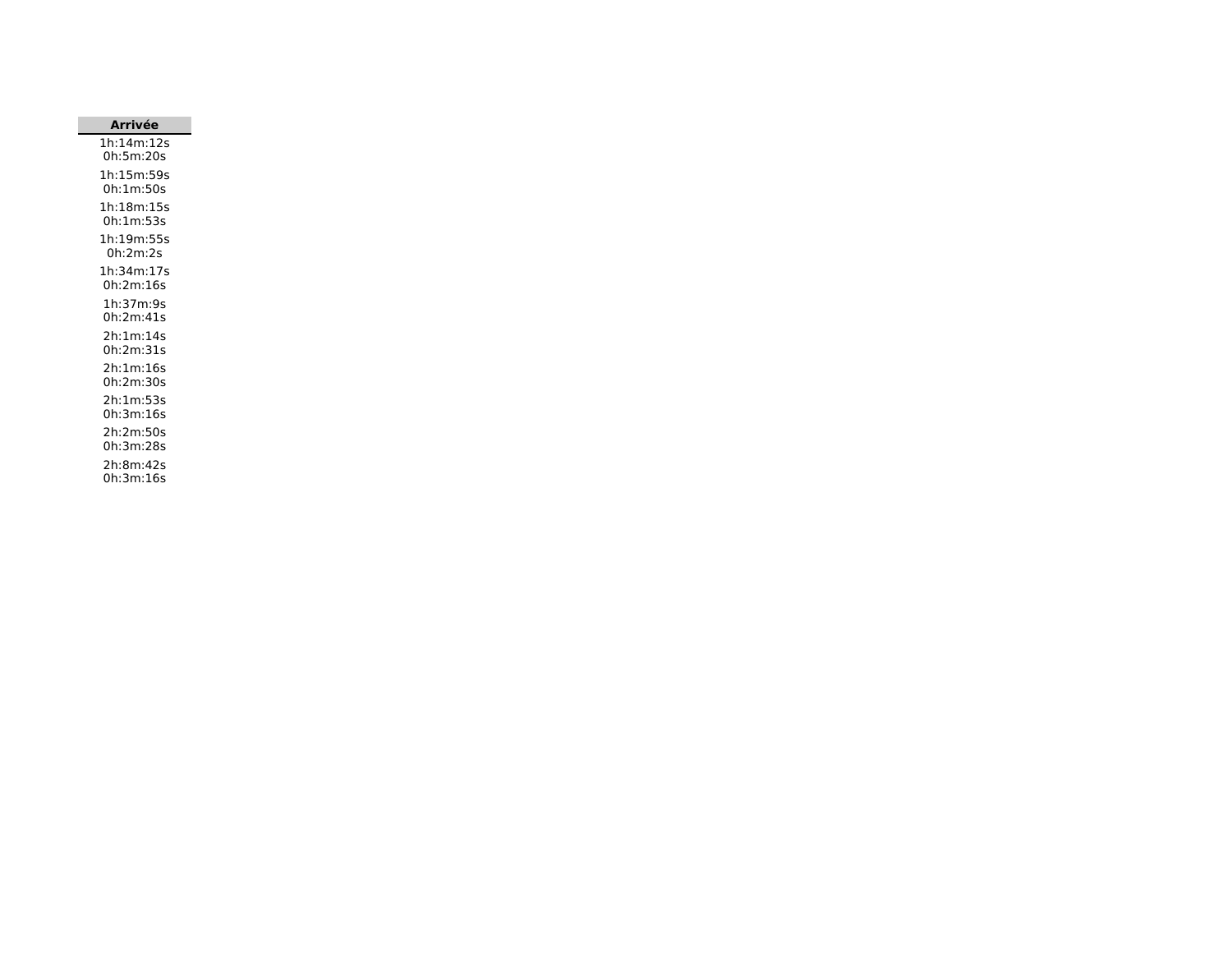| Arrivée |
| --- |
| 1h:14m:12s<br>0h:5m:20s |
| 1h:15m:59s<br>0h:1m:50s |
| 1h:18m:15s<br>0h:1m:53s |
| 1h:19m:55s<br>0h:2m:2s |
| 1h:34m:17s<br>0h:2m:16s |
| 1h:37m:9s<br>0h:2m:41s |
| 2h:1m:14s<br>0h:2m:31s |
| 2h:1m:16s<br>0h:2m:30s |
| 2h:1m:53s<br>0h:3m:16s |
| 2h:2m:50s<br>0h:3m:28s |
| 2h:8m:42s<br>0h:3m:16s |